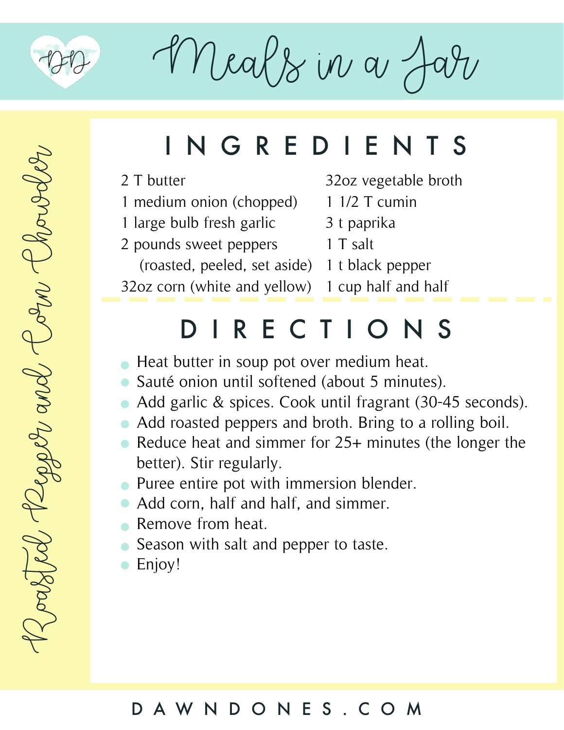# Meals in a Jar

## Roasted Pepper and Corn Chowder

## INGREDIENTS

- 2 T butter
- 1 medium onion (chopped)
- 1 large bulb fresh garlic
- 2 pounds sweet peppers (roasted, peeled, set aside)
- 32oz corn (white and yellow)
- 32oz vegetable broth
- 1 1/2 T cumin
- 3 t paprika
- 1 T salt
- 1 t black pepper
- 1 cup half and half

## DIRECTIONS

- Heat butter in soup pot over medium heat.
- Sauté onion until softened (about 5 minutes).
- Add garlic & spices. Cook until fragrant (30-45 seconds).
- Add roasted peppers and broth. Bring to a rolling boil.
- Reduce heat and simmer for 25+ minutes (the longer the better). Stir regularly.
- Puree entire pot with immersion blender.
- Add corn, half and half, and simmer.
- Remove from heat.
- Season with salt and pepper to taste.
- Enjoy!

DAWNDONES.COM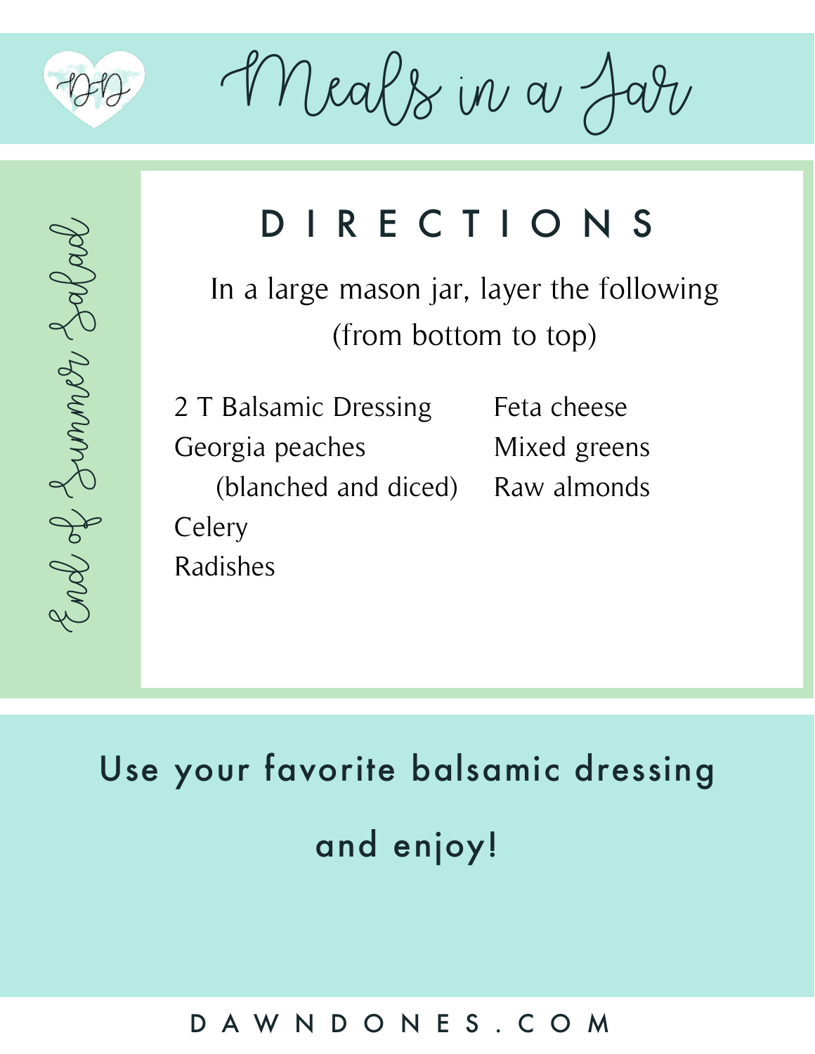# Meals in a Jar

*End of Summer Salad*

## DIRECTIONS

In a large mason jar, layer the following (from bottom to top)

- 2 T Balsamic Dressing
- Georgia peaches (blanched and diced)
- Celery
- Radishes
- Feta cheese
- Mixed greens
- Raw almonds

Use your favorite balsamic dressing and enjoy!

DAWNDONES.COM